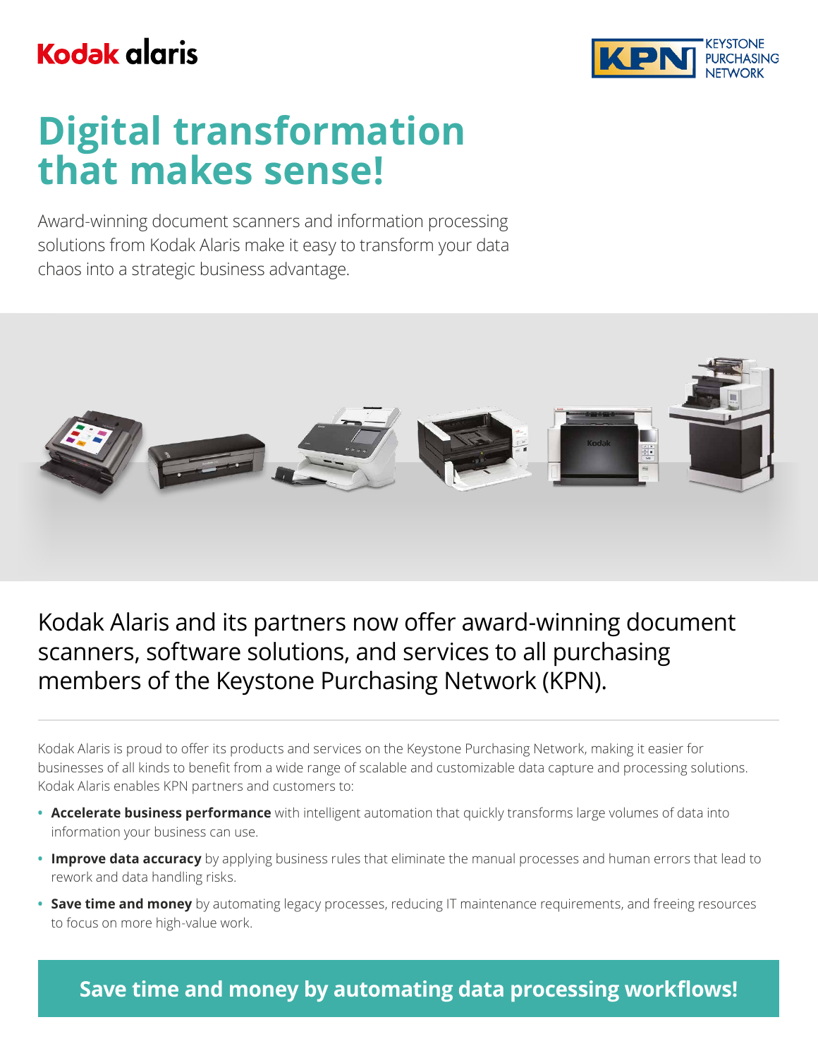Kodak alaris

KEYSTONE PURCHASING NETWORK

# Digital transformation that makes sense!

Award-winning document scanners and information processing solutions from Kodak Alaris make it easy to transform your data chaos into a strategic business advantage.

## Kodak Alaris and its partners now offer award-winning document scanners, software solutions, and services to all purchasing members of the Keystone Purchasing Network (KPN).

Kodak Alaris is proud to offer its products and services on the Keystone Purchasing Network, making it easier for businesses of all kinds to benefit from a wide range of scalable and customizable data capture and processing solutions. Kodak Alaris enables KPN partners and customers to:

- **Accelerate business performance** with intelligent automation that quickly transforms large volumes of data into information your business can use.
- **Improve data accuracy** by applying business rules that eliminate the manual processes and human errors that lead to rework and data handling risks.
- **Save time and money** by automating legacy processes, reducing IT maintenance requirements, and freeing resources to focus on more high-value work.

**Save time and money by automating data processing workflows!**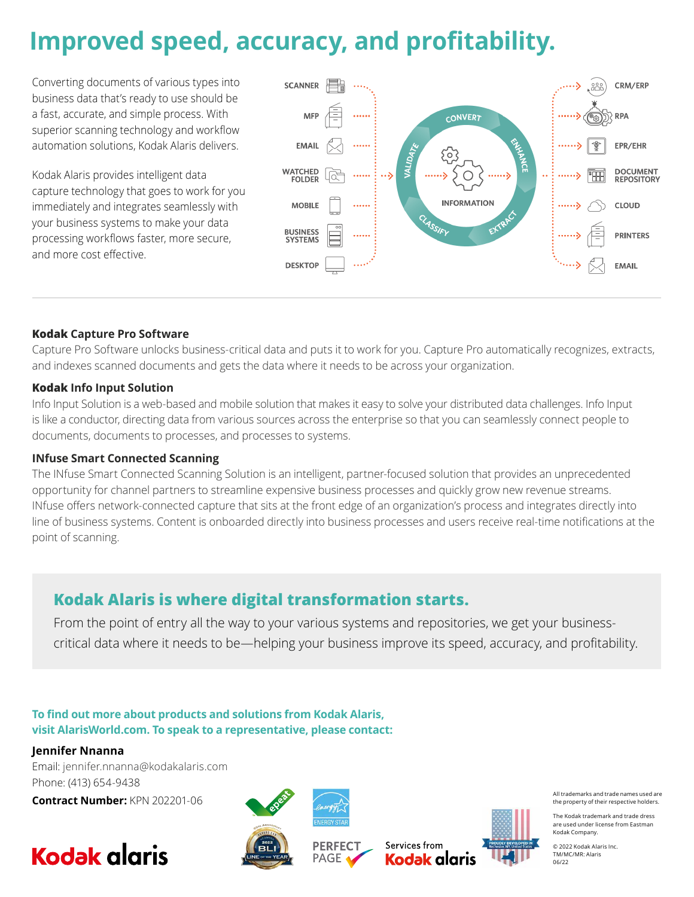# Improved speed, accuracy, and profitability.

Converting documents of various types into business data that's ready to use should be a fast, accurate, and simple process. With superior scanning technology and workflow automation solutions, Kodak Alaris delivers.

Kodak Alaris provides intelligent data capture technology that goes to work for you immediately and integrates seamlessly with your business systems to make your data processing workflows faster, more secure, and more cost effective.

SCANNER
MFP
EMAIL
WATCHED FOLDER
MOBILE
BUSINESS SYSTEMS
DESKTOP

CONVERT
ENHANCE
EXTRACT
CLASSIFY
VALIDATE
INFORMATION

CRM/ERP
RPA
EPR/EHR
DOCUMENT REPOSITORY
CLOUD
PRINTERS
EMAIL

### **Kodak** Capture Pro Software

Capture Pro Software unlocks business-critical data and puts it to work for you. Capture Pro automatically recognizes, extracts, and indexes scanned documents and gets the data where it needs to be across your organization.

### **Kodak** Info Input Solution

Info Input Solution is a web-based and mobile solution that makes it easy to solve your distributed data challenges. Info Input is like a conductor, directing data from various sources across the enterprise so that you can seamlessly connect people to documents, documents to processes, and processes to systems.

### INfuse Smart Connected Scanning

The INfuse Smart Connected Scanning Solution is an intelligent, partner-focused solution that provides an unprecedented opportunity for channel partners to streamline expensive business processes and quickly grow new revenue streams. INfuse offers network-connected capture that sits at the front edge of an organization's process and integrates directly into line of business systems. Content is onboarded directly into business processes and users receive real-time notifications at the point of scanning.

## Kodak Alaris is where digital transformation starts.

From the point of entry all the way to your various systems and repositories, we get your business-critical data where it needs to be—helping your business improve its speed, accuracy, and profitability.

**To find out more about products and solutions from Kodak Alaris, visit AlarisWorld.com. To speak to a representative, please contact:**

**Jennifer Nnanna**
Email: jennifer.nnanna@kodakalaris.com
Phone: (413) 654-9438
**Contract Number:** KPN 202201-06

Kodak alaris

epeat
ENERGY STAR
2022 BLI LINE OF THE YEAR
PERFECT PAGE
Services from Kodak alaris
PROUDLY DEVELOPED IN Rochester, NY, United States

All trademarks and trade names used are the property of their respective holders.

The Kodak trademark and trade dress are used under license from Eastman Kodak Company.

© 2022 Kodak Alaris Inc.
TM/MC/MR: Alaris
06/22